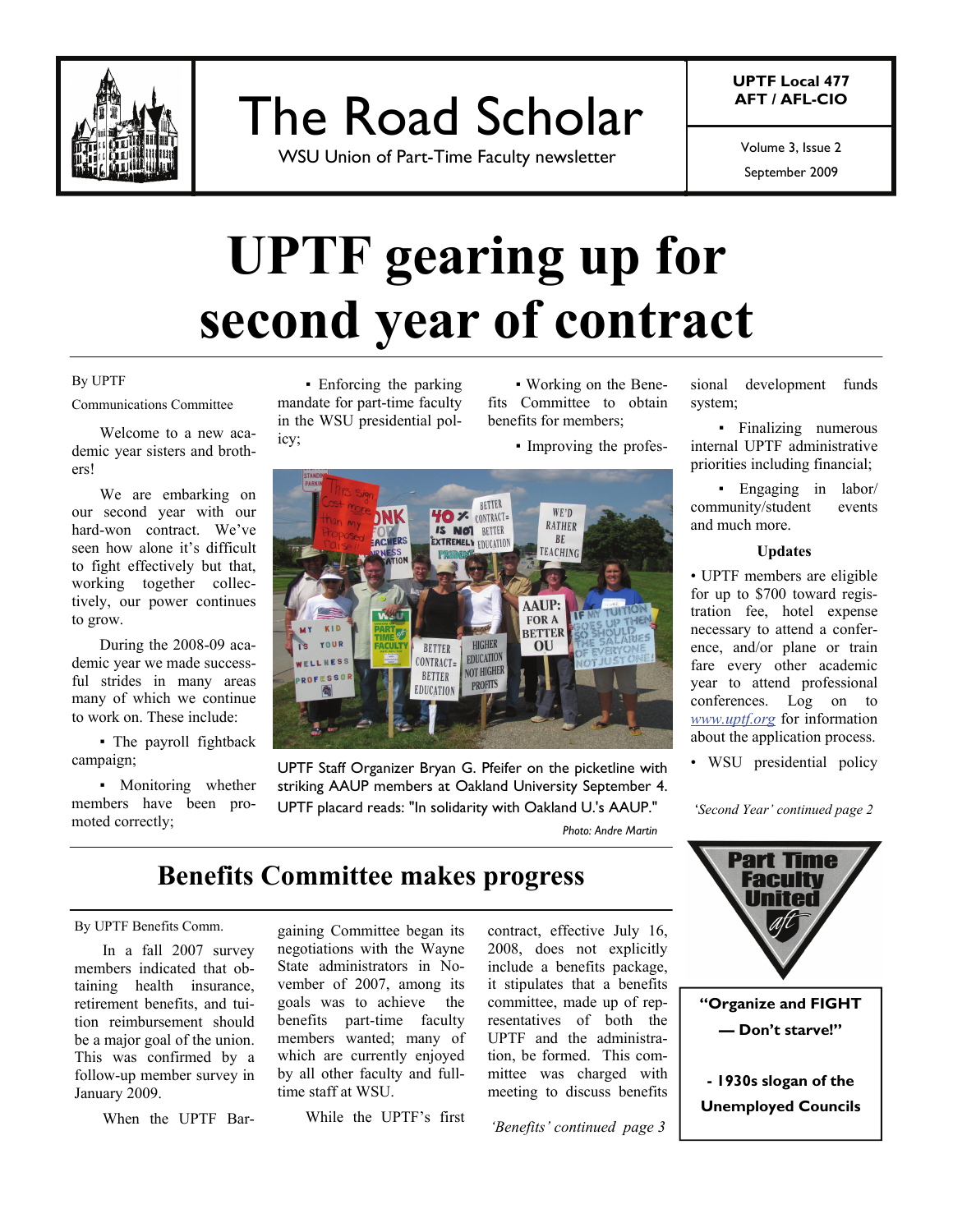# The Road Scholar

WSU Union of Part-Time Faculty newsletter

UPTF Local 477
AFT / AFL-CIO

Volume 3, Issue 2
September 2009

# UPTF gearing up for second year of contract

By UPTF
Communications Committee

Welcome to a new academic year sisters and brothers!

We are embarking on our second year with our hard-won contract. We've seen how alone it's difficult to fight effectively but that, working together collectively, our power continues to grow.

During the 2008-09 academic year we made successful strides in many areas many of which we continue to work on. These include:

- The payroll fightback campaign;
- Monitoring whether members have been promoted correctly;
- Enforcing the parking mandate for part-time faculty in the WSU presidential policy;
- Working on the Benefits Committee to obtain benefits for members;
- Improving the professional development funds system;
- Finalizing numerous internal UPTF administrative priorities including financial;
- Engaging in labor/community/student events and much more.

UPTF Staff Organizer Bryan G. Pfeifer on the picketline with striking AAUP members at Oakland University September 4. UPTF placard reads: "In solidarity with Oakland U.'s AAUP."

*Photo: Andre Martin*

### Updates

- UPTF members are eligible for up to $700 toward registration fee, hotel expense necessary to attend a conference, and/or plane or train fare every other academic year to attend professional conferences. Log on to www.uptf.org for information about the application process.
- WSU presidential policy

*'Second Year' continued page 2*

## Benefits Committee makes progress

By UPTF Benefits Comm.

In a fall 2007 survey members indicated that obtaining health insurance, retirement benefits, and tuition reimbursement should be a major goal of the union. This was confirmed by a follow-up member survey in January 2009.

When the UPTF Bargaining Committee began its negotiations with the Wayne State administrators in November of 2007, among its goals was to achieve the benefits part-time faculty members wanted; many of which are currently enjoyed by all other faculty and full-time staff at WSU.

While the UPTF's first contract, effective July 16, 2008, does not explicitly include a benefits package, it stipulates that a benefits committee, made up of representatives of both the UPTF and the administration, be formed. This committee was charged with meeting to discuss benefits

*'Benefits' continued page 3*

Part Time Faculty United

**"Organize and FIGHT — Don't starve!"**

**- 1930s slogan of the Unemployed Councils**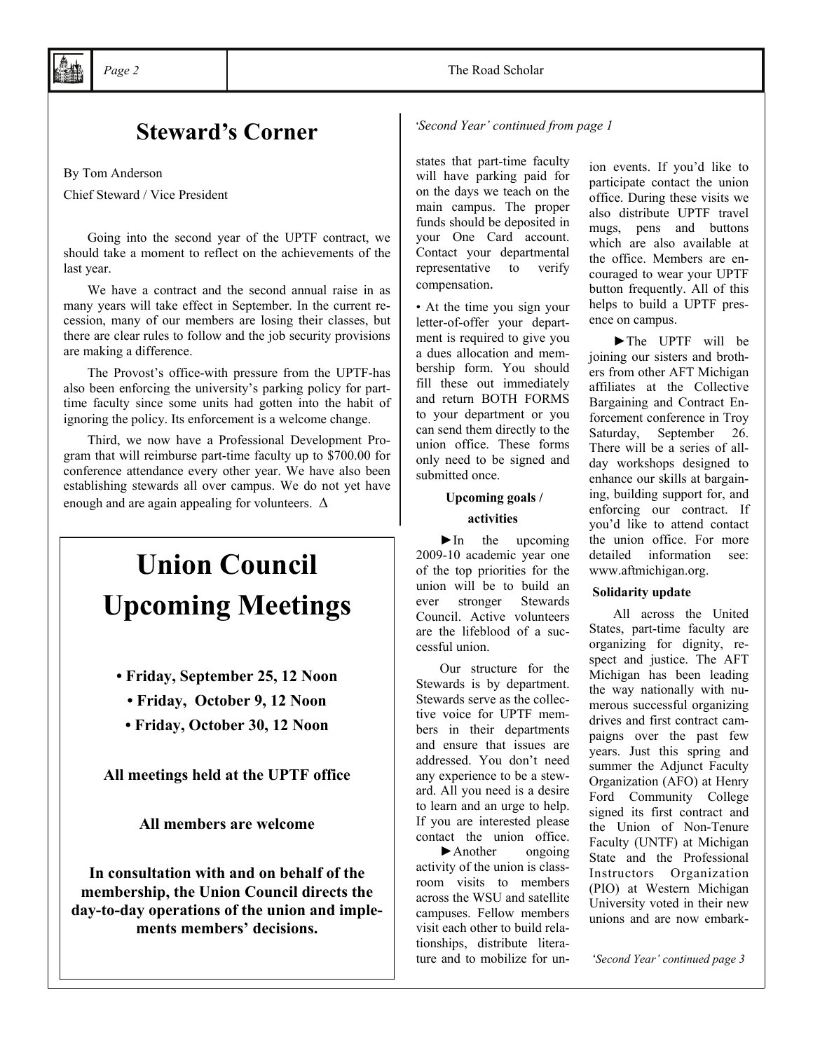## Steward's Corner

By Tom Anderson

Chief Steward / Vice President

Going into the second year of the UPTF contract, we should take a moment to reflect on the achievements of the last year.

We have a contract and the second annual raise in as many years will take effect in September. In the current recession, many of our members are losing their classes, but there are clear rules to follow and the job security provisions are making a difference.

The Provost's office-with pressure from the UPTF-has also been enforcing the university's parking policy for part-time faculty since some units had gotten into the habit of ignoring the policy. Its enforcement is a welcome change.

Third, we now have a Professional Development Program that will reimburse part-time faculty up to $700.00 for conference attendance every other year. We have also been establishing stewards all over campus. We do not yet have enough and are again appealing for volunteers. Δ

# Union Council Upcoming Meetings

**• Friday, September 25, 12 Noon**

**• Friday, October 9, 12 Noon**

**• Friday, October 30, 12 Noon**

**All meetings held at the UPTF office**

**All members are welcome**

**In consultation with and on behalf of the membership, the Union Council directs the day-to-day operations of the union and implements members' decisions.**

*'Second Year' continued from page 1*

states that part-time faculty will have parking paid for on the days we teach on the main campus. The proper funds should be deposited in your One Card account. Contact your departmental representative to verify compensation.

• At the time you sign your letter-of-offer your department is required to give you a dues allocation and membership form. You should fill these out immediately and return BOTH FORMS to your department or you can send them directly to the union office. These forms only need to be signed and submitted once.

**Upcoming goals / activities**

►In the upcoming 2009-10 academic year one of the top priorities for the union will be to build an ever stronger Stewards Council. Active volunteers are the lifeblood of a successful union.

Our structure for the Stewards is by department. Stewards serve as the collective voice for UPTF members in their departments and ensure that issues are addressed. You don't need any experience to be a steward. All you need is a desire to learn and an urge to help. If you are interested please contact the union office.

►Another ongoing activity of the union is classroom visits to members across the WSU and satellite campuses. Fellow members visit each other to build relationships, distribute literature and to mobilize for union events. If you'd like to participate contact the union office. During these visits we also distribute UPTF travel mugs, pens and buttons which are also available at the office. Members are encouraged to wear your UPTF button frequently. All of this helps to build a UPTF presence on campus.

►The UPTF will be joining our sisters and brothers from other AFT Michigan affiliates at the Collective Bargaining and Contract Enforcement conference in Troy Saturday, September 26. There will be a series of all-day workshops designed to enhance our skills at bargaining, building support for, and enforcing our contract. If you'd like to attend contact the union office. For more detailed information see: www.aftmichigan.org.

**Solidarity update**

All across the United States, part-time faculty are organizing for dignity, respect and justice. The AFT Michigan has been leading the way nationally with numerous successful organizing drives and first contract campaigns over the past few years. Just this spring and summer the Adjunct Faculty Organization (AFO) at Henry Ford Community College signed its first contract and the Union of Non-Tenure Faculty (UNTF) at Michigan State and the Professional Instructors Organization (PIO) at Western Michigan University voted in their new unions and are now embark-

*'Second Year' continued page 3*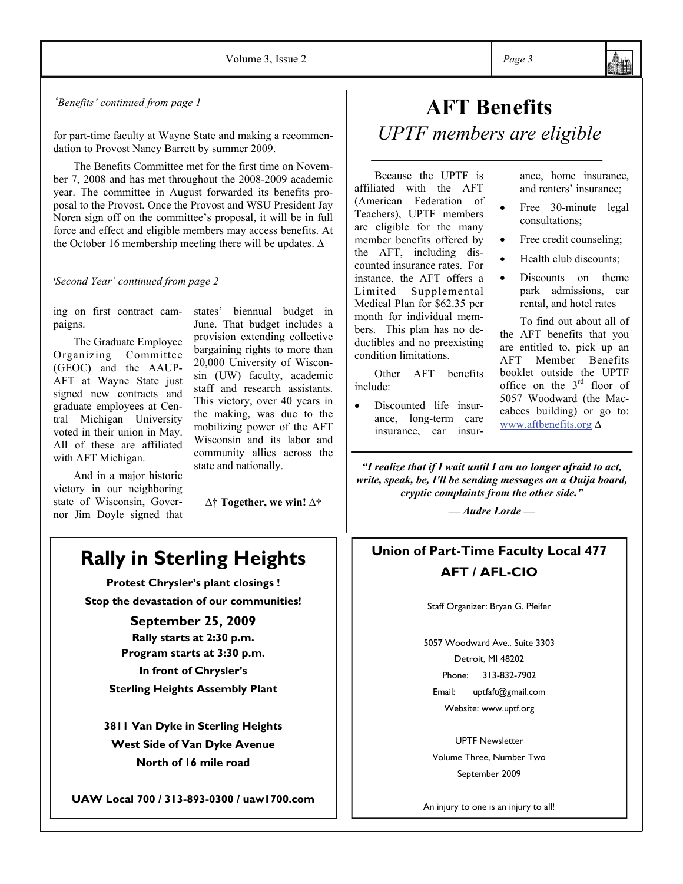*'Benefits' continued from page 1*

for part-time faculty at Wayne State and making a recommendation to Provost Nancy Barrett by summer 2009.

The Benefits Committee met for the first time on November 7, 2008 and has met throughout the 2008-2009 academic year. The committee in August forwarded its benefits proposal to the Provost. Once the Provost and WSU President Jay Noren sign off on the committee's proposal, it will be in full force and effect and eligible members may access benefits. At the October 16 membership meeting there will be updates. Δ

---

*'Second Year' continued from page 2*

ing on first contract campaigns.

The Graduate Employee Organizing Committee (GEOC) and the AAUP-AFT at Wayne State just signed new contracts and graduate employees at Central Michigan University voted in their union in May. All of these are affiliated with AFT Michigan.

And in a major historic victory in our neighboring state of Wisconsin, Governor Jim Doyle signed that states' biennial budget in June. That budget includes a provision extending collective bargaining rights to more than 20,000 University of Wisconsin (UW) faculty, academic staff and research assistants. This victory, over 40 years in the making, was due to the mobilizing power of the AFT Wisconsin and its labor and community allies across the state and nationally.

**Δ† Together, we win! Δ†**

# AFT Benefits

## *UPTF members are eligible*

Because the UPTF is affiliated with the AFT (American Federation of Teachers), UPTF members are eligible for the many member benefits offered by the AFT, including discounted insurance rates. For instance, the AFT offers a Limited Supplemental Medical Plan for $62.35 per month for individual members. This plan has no deductibles and no preexisting condition limitations.

Other AFT benefits include:

- Discounted life insurance, long-term care insurance, car insurance, home insurance, and renters' insurance;
- Free 30-minute legal consultations;
- Free credit counseling;
- Health club discounts;
- Discounts on theme park admissions, car rental, and hotel rates

To find out about all of the AFT benefits that you are entitled to, pick up an AFT Member Benefits booklet outside the UPTF office on the 3rd floor of 5057 Woodward (the Maccabees building) or go to: www.aftbenefits.org Δ

---

***"I realize that if I wait until I am no longer afraid to act, write, speak, be, I'll be sending messages on a Ouija board, cryptic complaints from the other side."***

***— Audre Lorde —***

# Rally in Sterling Heights

**Protest Chrysler's plant closings !**

**Stop the devastation of our communities!**

**September 25, 2009**

**Rally starts at 2:30 p.m.**

**Program starts at 3:30 p.m.**

**In front of Chrysler's**

**Sterling Heights Assembly Plant**

**3811 Van Dyke in Sterling Heights**

**West Side of Van Dyke Avenue**

**North of 16 mile road**

**UAW Local 700 / 313-893-0300 / uaw1700.com**

**Union of Part-Time Faculty Local 477**

**AFT / AFL-CIO**

Staff Organizer: Bryan G. Pfeifer

5057 Woodward Ave., Suite 3303

Detroit, MI 48202

Phone: 313-832-7902

Email: uptfaft@gmail.com

Website: www.uptf.org

UPTF Newsletter

Volume Three, Number Two

September 2009

An injury to one is an injury to all!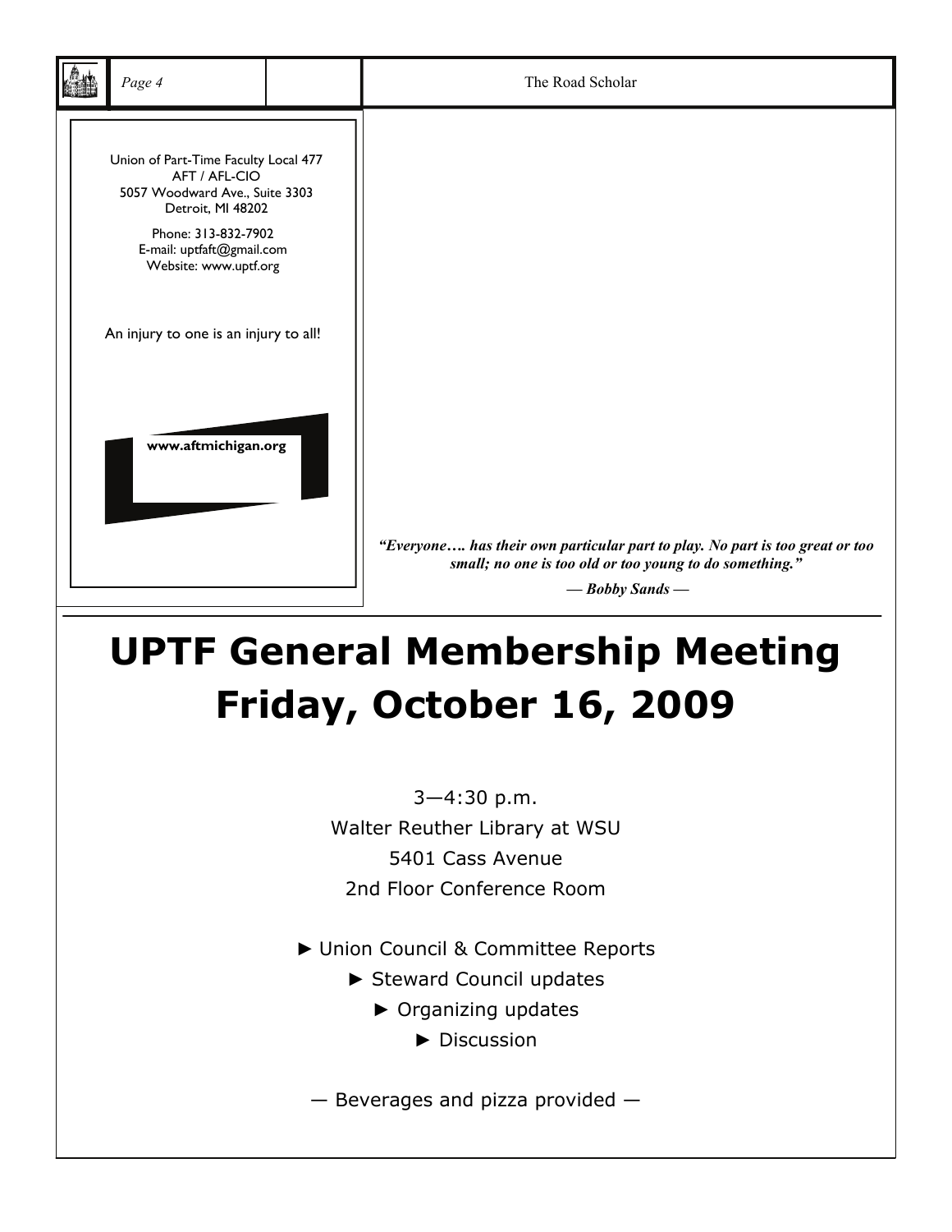Union of Part-Time Faculty Local 477
AFT / AFL-CIO
5057 Woodward Ave., Suite 3303
Detroit, MI 48202

Phone: 313-832-7902
E-mail: uptfaft@gmail.com
Website: www.uptf.org

An injury to one is an injury to all!

**www.aftmichigan.org**

***"Everyone…. has their own particular part to play. No part is too great or too small; no one is too old or too young to do something."***

***— Bobby Sands —***

# UPTF General Membership Meeting
# Friday, October 16, 2009

3—4:30 p.m.
Walter Reuther Library at WSU
5401 Cass Avenue
2nd Floor Conference Room

► Union Council & Committee Reports
► Steward Council updates
► Organizing updates
► Discussion

— Beverages and pizza provided —